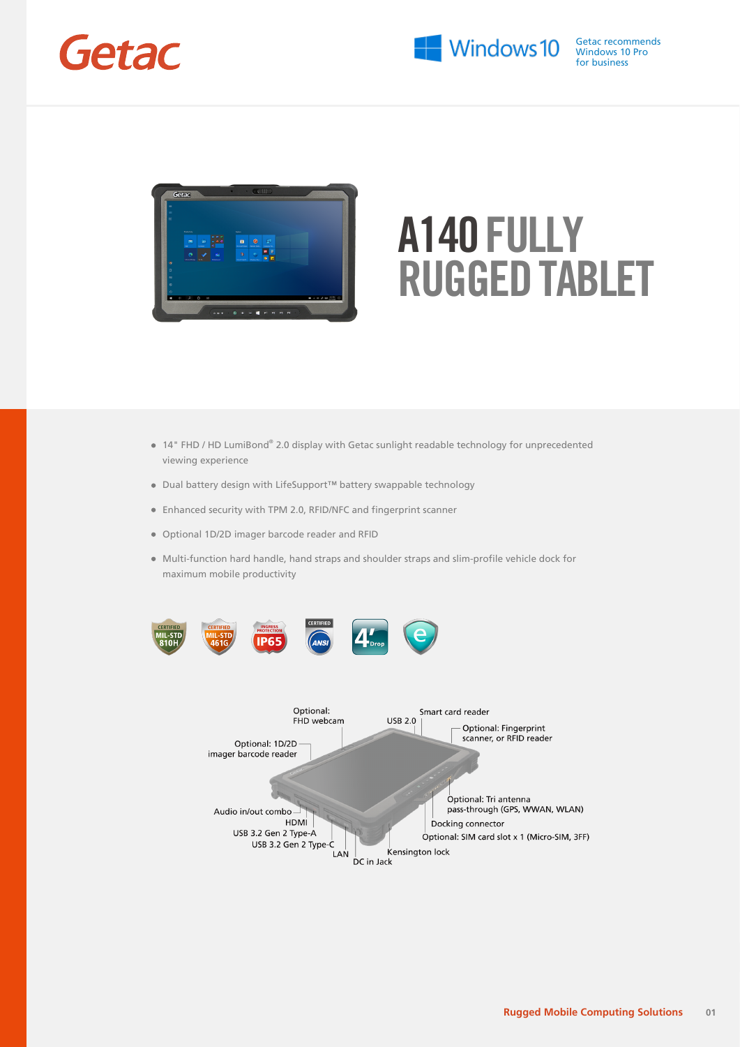Getac

Windows 10 — Getac recommends Windows 10 Pro for business

# A140 FULLY RUGGED TABLET

- 14" FHD / HD LumiBond® 2.0 display with Getac sunlight readable technology for unprecedented viewing experience
- Dual battery design with LifeSupport™ battery swappable technology
- Enhanced security with TPM 2.0, RFID/NFC and fingerprint scanner
- Optional 1D/2D imager barcode reader and RFID
- Multi-function hard handle, hand straps and shoulder straps and slim-profile vehicle dock for maximum mobile productivity

CERTIFIED MIL-STD 810H | CERTIFIED MIL-STD 461G | INGRESS PROTECTION IP65 | CERTIFIED ANSI | 4' Drop

- Optional: FHD webcam
- USB 2.0
- Smart card reader
- Optional: Fingerprint scanner, or RFID reader
- Optional: 1D/2D imager barcode reader
- Audio in/out combo
- HDMI
- USB 3.2 Gen 2 Type-A
- USB 3.2 Gen 2 Type-C
- LAN
- DC in Jack
- Kensington lock
- Optional: Tri antenna pass-through (GPS, WWAN, WLAN)
- Docking connector
- Optional: SIM card slot x 1 (Micro-SIM, 3FF)

Rugged Mobile Computing Solutions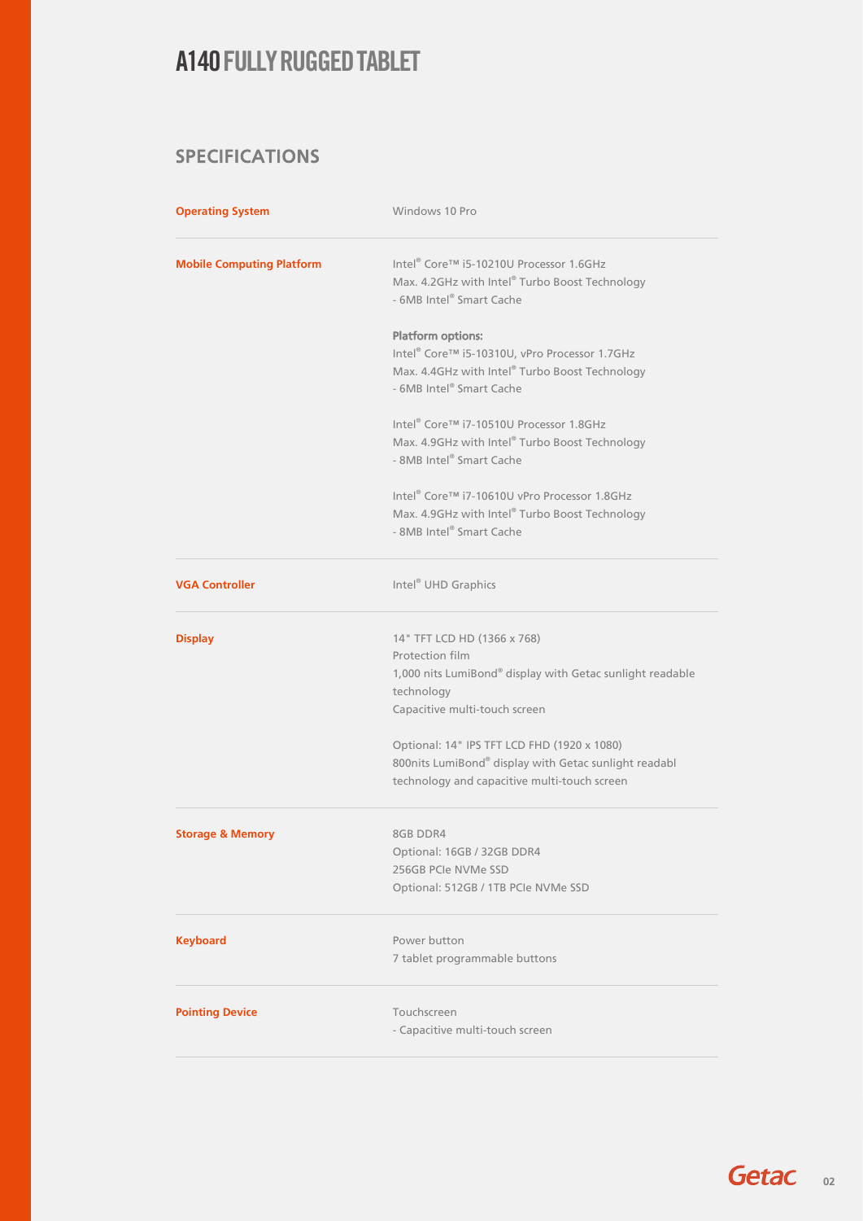# A140 FULLY RUGGED TABLET

## SPECIFICATIONS

| | |
|---|---|
| **Operating System** | Windows 10 Pro |
| **Mobile Computing Platform** | Intel® Core™ i5-10210U Processor 1.6GHz<br>Max. 4.2GHz with Intel® Turbo Boost Technology<br>- 6MB Intel® Smart Cache<br><br>**Platform options:**<br>Intel® Core™ i5-10310U, vPro Processor 1.7GHz<br>Max. 4.4GHz with Intel® Turbo Boost Technology<br>- 6MB Intel® Smart Cache<br><br>Intel® Core™ i7-10510U Processor 1.8GHz<br>Max. 4.9GHz with Intel® Turbo Boost Technology<br>- 8MB Intel® Smart Cache<br><br>Intel® Core™ i7-10610U vPro Processor 1.8GHz<br>Max. 4.9GHz with Intel® Turbo Boost Technology<br>- 8MB Intel® Smart Cache |
| **VGA Controller** | Intel® UHD Graphics |
| **Display** | 14" TFT LCD HD (1366 x 768)<br>Protection film<br>1,000 nits LumiBond® display with Getac sunlight readable technology<br>Capacitive multi-touch screen<br><br>Optional: 14" IPS TFT LCD FHD (1920 x 1080)<br>800nits LumiBond® display with Getac sunlight readabl technology and capacitive multi-touch screen |
| **Storage & Memory** | 8GB DDR4<br>Optional: 16GB / 32GB DDR4<br>256GB PCIe NVMe SSD<br>Optional: 512GB / 1TB PCIe NVMe SSD |
| **Keyboard** | Power button<br>7 tablet programmable buttons |
| **Pointing Device** | Touchscreen<br>- Capacitive multi-touch screen |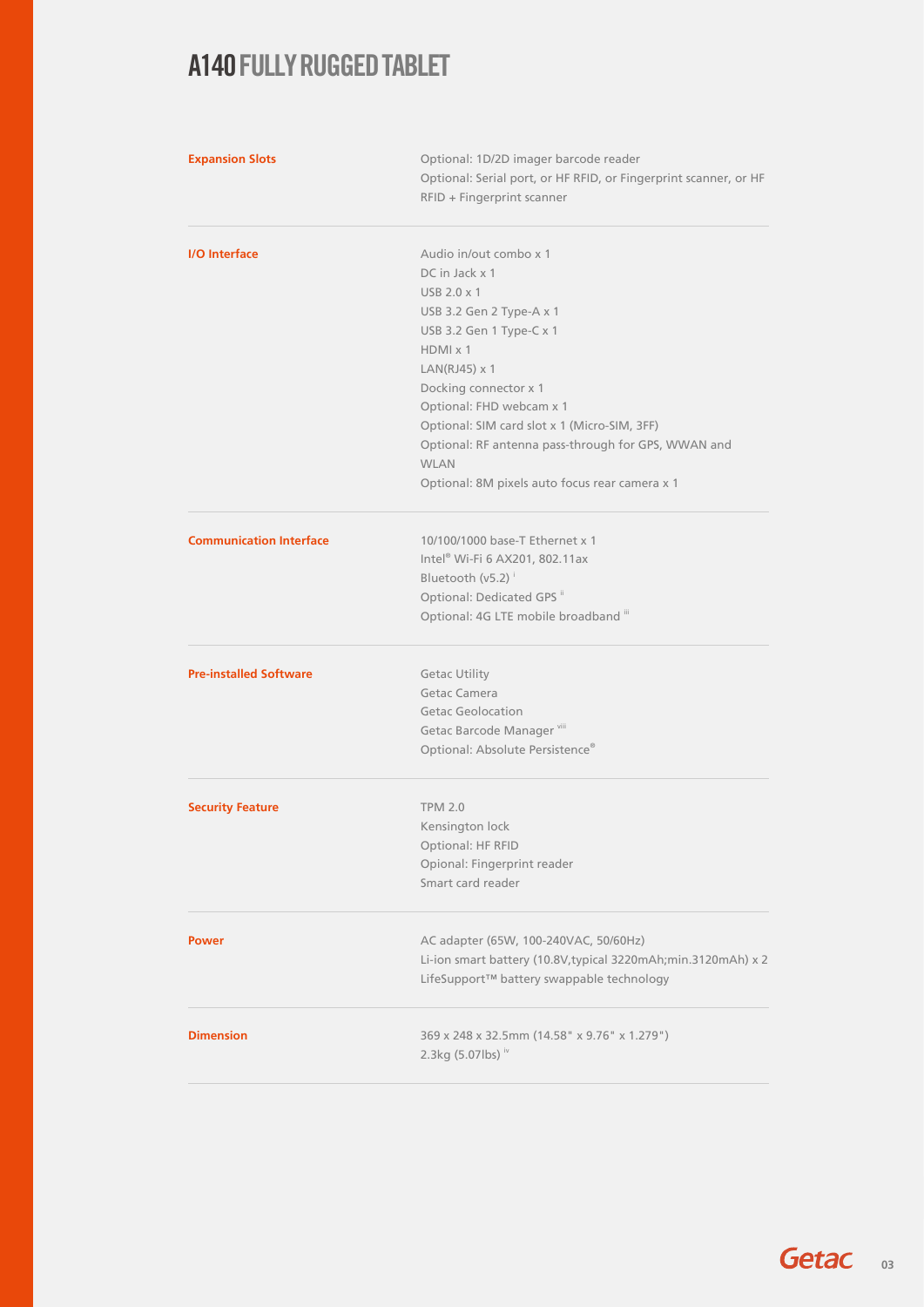# A140 FULLY RUGGED TABLET

| | |
|---|---|
| **Expansion Slots** | Optional: 1D/2D imager barcode reader<br>Optional: Serial port, or HF RFID, or Fingerprint scanner, or HF RFID + Fingerprint scanner |
| **I/O Interface** | Audio in/out combo x 1<br>DC in Jack x 1<br>USB 2.0 x 1<br>USB 3.2 Gen 2 Type-A x 1<br>USB 3.2 Gen 1 Type-C x 1<br>HDMI x 1<br>LAN(RJ45) x 1<br>Docking connector x 1<br>Optional: FHD webcam x 1<br>Optional: SIM card slot x 1 (Micro-SIM, 3FF)<br>Optional: RF antenna pass-through for GPS, WWAN and WLAN<br>Optional: 8M pixels auto focus rear camera x 1 |
| **Communication Interface** | 10/100/1000 base-T Ethernet x 1<br>Intel® Wi-Fi 6 AX201, 802.11ax<br>Bluetooth (v5.2) [i]<br>Optional: Dedicated GPS [ii]<br>Optional: 4G LTE mobile broadband [iii] |
| **Pre-installed Software** | Getac Utility<br>Getac Camera<br>Getac Geolocation<br>Getac Barcode Manager [viii]<br>Optional: Absolute Persistence® |
| **Security Feature** | TPM 2.0<br>Kensington lock<br>Optional: HF RFID<br>Opional: Fingerprint reader<br>Smart card reader |
| **Power** | AC adapter (65W, 100-240VAC, 50/60Hz)<br>Li-ion smart battery (10.8V,typical 3220mAh;min.3120mAh) x 2<br>LifeSupport™ battery swappable technology |
| **Dimension** | 369 x 248 x 32.5mm (14.58" x 9.76" x 1.279")<br>2.3kg (5.07lbs) [iv] |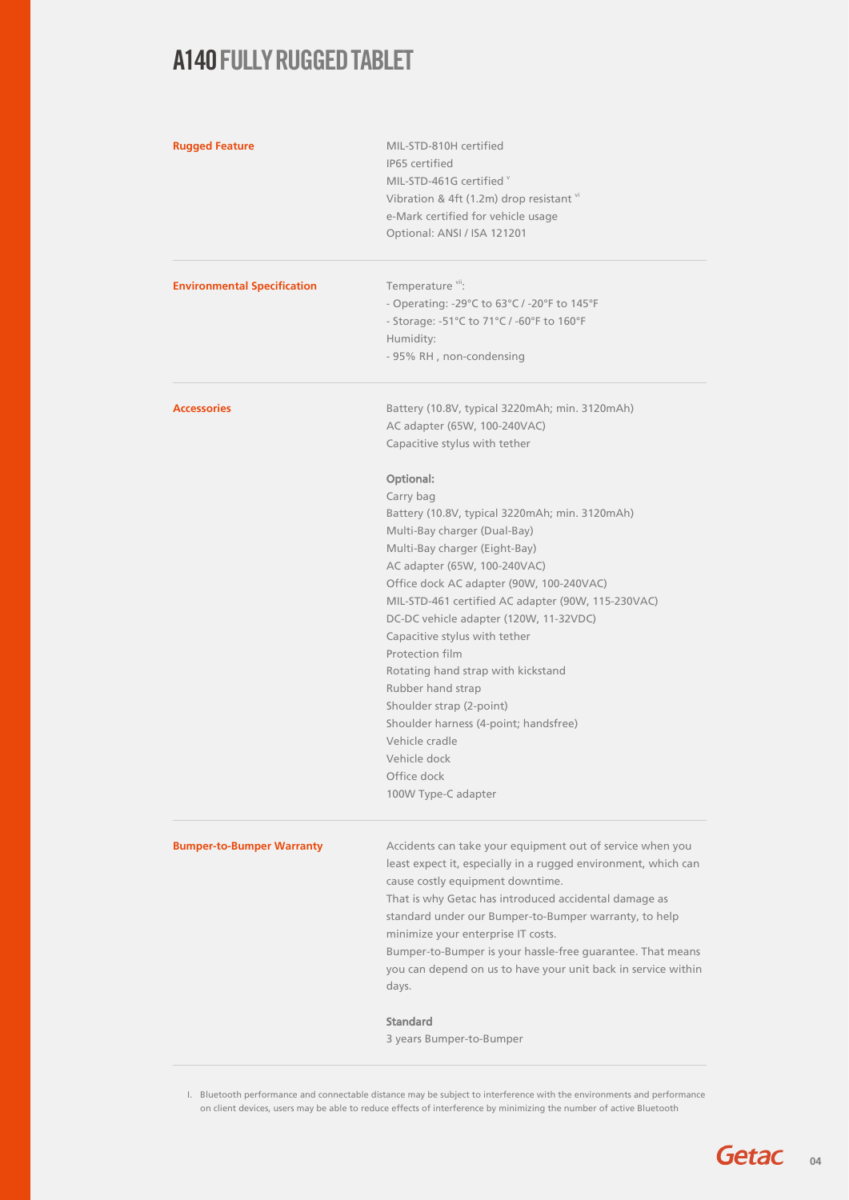# A140 FULLY RUGGED TABLET

| | |
|---|---|
| **Rugged Feature** | MIL-STD-810H certified<br>IP65 certified<br>MIL-STD-461G certified [v]<br>Vibration & 4ft (1.2m) drop resistant [vi]<br>e-Mark certified for vehicle usage<br>Optional: ANSI / ISA 121201 |
| **Environmental Specification** | Temperature [vii]:<br>- Operating: -29°C to 63°C / -20°F to 145°F<br>- Storage: -51°C to 71°C / -60°F to 160°F<br>Humidity:<br>- 95% RH , non-condensing |
| **Accessories** | Battery (10.8V, typical 3220mAh; min. 3120mAh)<br>AC adapter (65W, 100-240VAC)<br>Capacitive stylus with tether<br><br>**Optional:**<br>Carry bag<br>Battery (10.8V, typical 3220mAh; min. 3120mAh)<br>Multi-Bay charger (Dual-Bay)<br>Multi-Bay charger (Eight-Bay)<br>AC adapter (65W, 100-240VAC)<br>Office dock AC adapter (90W, 100-240VAC)<br>MIL-STD-461 certified AC adapter (90W, 115-230VAC)<br>DC-DC vehicle adapter (120W, 11-32VDC)<br>Capacitive stylus with tether<br>Protection film<br>Rotating hand strap with kickstand<br>Rubber hand strap<br>Shoulder strap (2-point)<br>Shoulder harness (4-point; handsfree)<br>Vehicle cradle<br>Vehicle dock<br>Office dock<br>100W Type-C adapter |
| **Bumper-to-Bumper Warranty** | Accidents can take your equipment out of service when you least expect it, especially in a rugged environment, which can cause costly equipment downtime.<br>That is why Getac has introduced accidental damage as standard under our Bumper-to-Bumper warranty, to help minimize your enterprise IT costs.<br>Bumper-to-Bumper is your hassle-free guarantee. That means you can depend on us to have your unit back in service within days.<br><br>**Standard**<br>3 years Bumper-to-Bumper |

I. Bluetooth performance and connectable distance may be subject to interference with the environments and performance on client devices, users may be able to reduce effects of interference by minimizing the number of active Bluetooth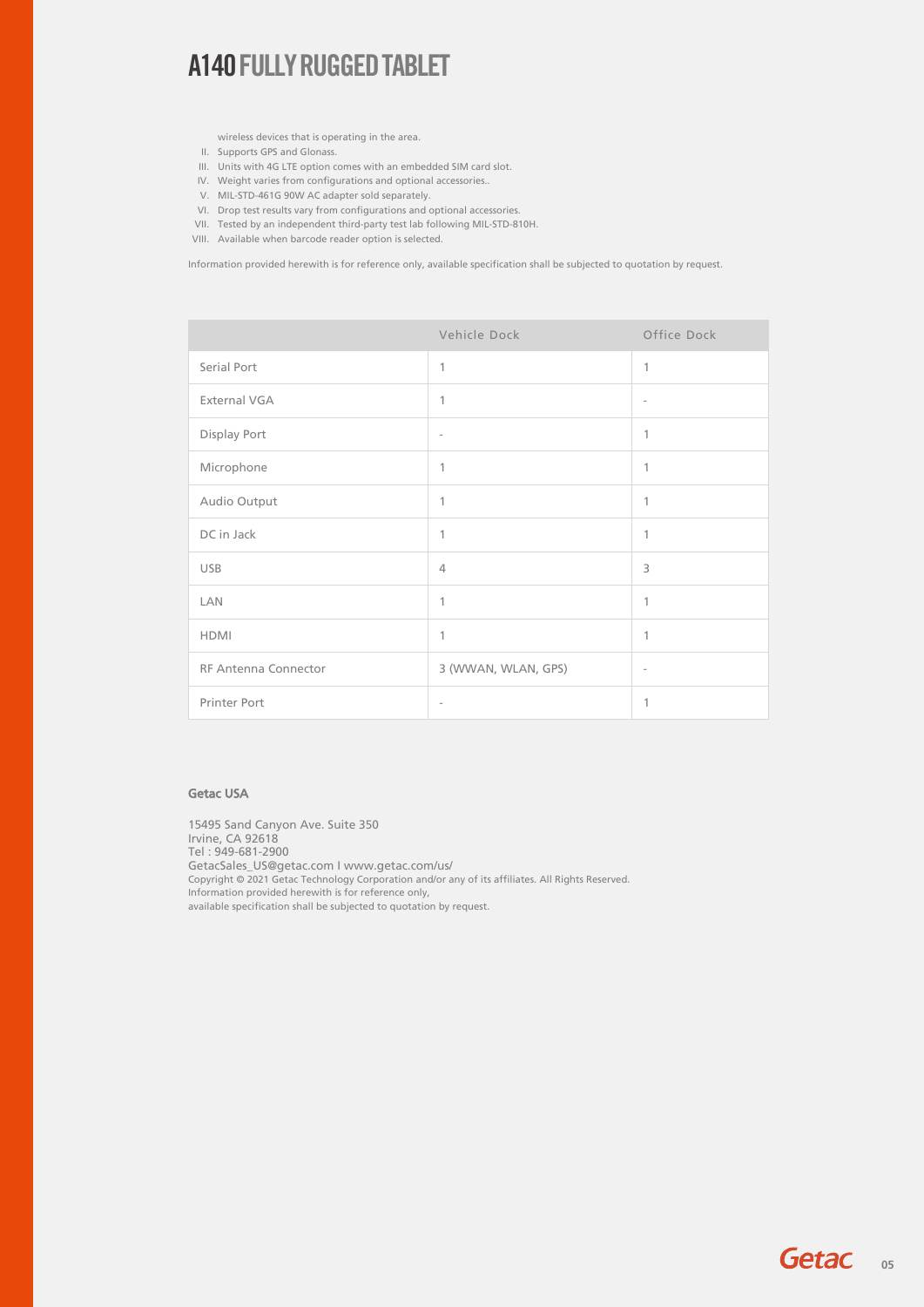# A140 FULLY RUGGED TABLET

wireless devices that is operating in the area.

II. Supports GPS and Glonass.
III. Units with 4G LTE option comes with an embedded SIM card slot.
IV. Weight varies from configurations and optional accessories..
V. MIL-STD-461G 90W AC adapter sold separately.
VI. Drop test results vary from configurations and optional accessories.
VII. Tested by an independent third-party test lab following MIL-STD-810H.
VIII. Available when barcode reader option is selected.

Information provided herewith is for reference only, available specification shall be subjected to quotation by request.

| | Vehicle Dock | Office Dock |
|---|---|---|
| Serial Port | 1 | 1 |
| External VGA | 1 | - |
| Display Port | - | 1 |
| Microphone | 1 | 1 |
| Audio Output | 1 | 1 |
| DC in Jack | 1 | 1 |
| USB | 4 | 3 |
| LAN | 1 | 1 |
| HDMI | 1 | 1 |
| RF Antenna Connector | 3 (WWAN, WLAN, GPS) | - |
| Printer Port | - | 1 |

**Getac USA**

15495 Sand Canyon Ave. Suite 350
Irvine, CA 92618
Tel : 949-681-2900
GetacSales_US@getac.com I www.getac.com/us/
Copyright © 2021 Getac Technology Corporation and/or any of its affiliates. All Rights Reserved.
Information provided herewith is for reference only,
available specification shall be subjected to quotation by request.